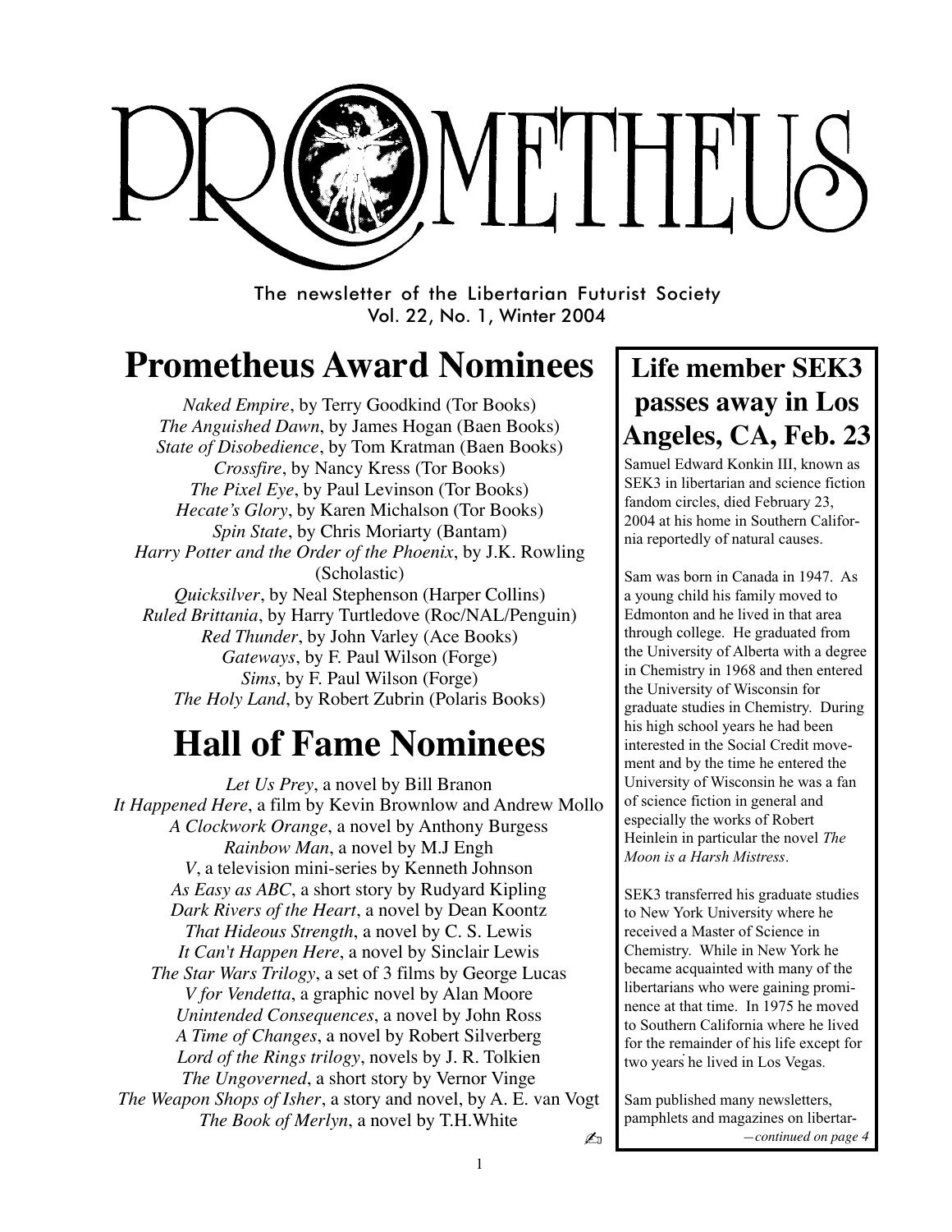# PROMETHEUS

The newsletter of the Libertarian Futurist Society
Vol. 22, No. 1, Winter 2004

## Prometheus Award Nominees

*Naked Empire*, by Terry Goodkind (Tor Books)
*The Anguished Dawn*, by James Hogan (Baen Books)
*State of Disobedience*, by Tom Kratman (Baen Books)
*Crossfire*, by Nancy Kress (Tor Books)
*The Pixel Eye*, by Paul Levinson (Tor Books)
*Hecate's Glory*, by Karen Michalson (Tor Books)
*Spin State*, by Chris Moriarty (Bantam)
*Harry Potter and the Order of the Phoenix*, by J.K. Rowling (Scholastic)
*Quicksilver*, by Neal Stephenson (Harper Collins)
*Ruled Brittania*, by Harry Turtledove (Roc/NAL/Penguin)
*Red Thunder*, by John Varley (Ace Books)
*Gateways*, by F. Paul Wilson (Forge)
*Sims*, by F. Paul Wilson (Forge)
*The Holy Land*, by Robert Zubrin (Polaris Books)

## Hall of Fame Nominees

*Let Us Prey*, a novel by Bill Branon
*It Happened Here*, a film by Kevin Brownlow and Andrew Mollo
*A Clockwork Orange*, a novel by Anthony Burgess
*Rainbow Man*, a novel by M.J Engh
*V*, a television mini-series by Kenneth Johnson
*As Easy as ABC*, a short story by Rudyard Kipling
*Dark Rivers of the Heart*, a novel by Dean Koontz
*That Hideous Strength*, a novel by C. S. Lewis
*It Can't Happen Here*, a novel by Sinclair Lewis
*The Star Wars Trilogy*, a set of 3 films by George Lucas
*V for Vendetta*, a graphic novel by Alan Moore
*Unintended Consequences*, a novel by John Ross
*A Time of Changes*, a novel by Robert Silverberg
*Lord of the Rings trilogy*, novels by J. R. Tolkien
*The Ungoverned*, a short story by Vernor Vinge
*The Weapon Shops of Isher*, a story and novel, by A. E. van Vogt
*The Book of Merlyn*, a novel by T.H.White

## Life member SEK3 passes away in Los Angeles, CA, Feb. 23

Samuel Edward Konkin III, known as SEK3 in libertarian and science fiction fandom circles, died February 23, 2004 at his home in Southern California reportedly of natural causes.

Sam was born in Canada in 1947. As a young child his family moved to Edmonton and he lived in that area through college. He graduated from the University of Alberta with a degree in Chemistry in 1968 and then entered the University of Wisconsin for graduate studies in Chemistry. During his high school years he had been interested in the Social Credit movement and by the time he entered the University of Wisconsin he was a fan of science fiction in general and especially the works of Robert Heinlein in particular the novel *The Moon is a Harsh Mistress*.

SEK3 transferred his graduate studies to New York University where he received a Master of Science in Chemistry. While in New York he became acquainted with many of the libertarians who were gaining prominence at that time. In 1975 he moved to Southern California where he lived for the remainder of his life except for two years he lived in Los Vegas.

Sam published many newsletters, pamphlets and magazines on libertar-

*—continued on page 4*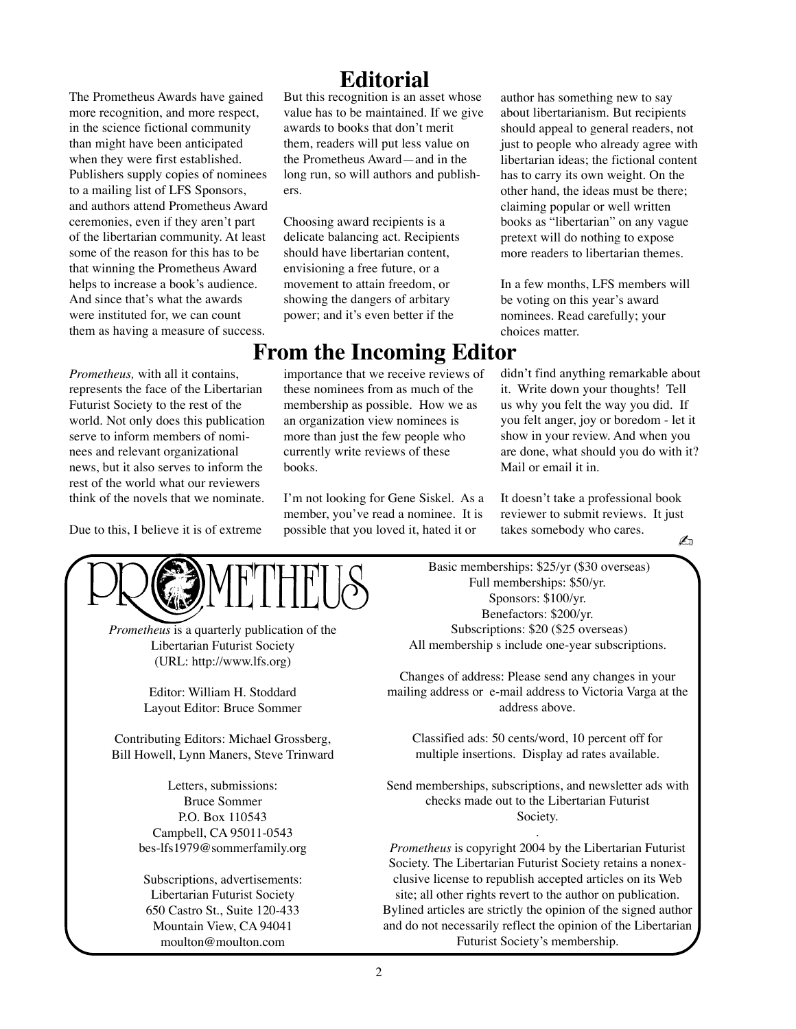# Editorial

The Prometheus Awards have gained more recognition, and more respect, in the science fictional community than might have been anticipated when they were first established. Publishers supply copies of nominees to a mailing list of LFS Sponsors, and authors attend Prometheus Award ceremonies, even if they aren't part of the libertarian community. At least some of the reason for this has to be that winning the Prometheus Award helps to increase a book's audience. And since that's what the awards were instituted for, we can count them as having a measure of success.

But this recognition is an asset whose value has to be maintained. If we give awards to books that don't merit them, readers will put less value on the Prometheus Award—and in the long run, so will authors and publishers.

Choosing award recipients is a delicate balancing act. Recipients should have libertarian content, envisioning a free future, or a movement to attain freedom, or showing the dangers of arbitary power; and it's even better if the author has something new to say about libertarianism. But recipients should appeal to general readers, not just to people who already agree with libertarian ideas; the fictional content has to carry its own weight. On the other hand, the ideas must be there; claiming popular or well written books as "libertarian" on any vague pretext will do nothing to expose more readers to libertarian themes.

In a few months, LFS members will be voting on this year's award nominees. Read carefully; your choices matter.

# From the Incoming Editor

*Prometheus,* with all it contains, represents the face of the Libertarian Futurist Society to the rest of the world. Not only does this publication serve to inform members of nominees and relevant organizational news, but it also serves to inform the rest of the world what our reviewers think of the novels that we nominate.

Due to this, I believe it is of extreme importance that we receive reviews of these nominees from as much of the membership as possible. How we as an organization view nominees is more than just the few people who currently write reviews of these books.

I'm not looking for Gene Siskel. As a member, you've read a nominee. It is possible that you loved it, hated it or didn't find anything remarkable about it. Write down your thoughts! Tell us why you felt the way you did. If you felt anger, joy or boredom - let it show in your review. And when you are done, what should you do with it? Mail or email it in.

It doesn't take a professional book reviewer to submit reviews. It just takes somebody who cares. ✍

---

PROMETHEUS

*Prometheus* is a quarterly publication of the Libertarian Futurist Society (URL: http://www.lfs.org)

Editor: William H. Stoddard
Layout Editor: Bruce Sommer

Contributing Editors: Michael Grossberg, Bill Howell, Lynn Maners, Steve Trinward

Letters, submissions:
Bruce Sommer
P.O. Box 110543
Campbell, CA 95011-0543
bes-lfs1979@sommerfamily.org

Subscriptions, advertisements:
Libertarian Futurist Society
650 Castro St., Suite 120-433
Mountain View, CA 94041
moulton@moulton.com

Basic memberships: $25/yr ($30 overseas)
Full memberships: $50/yr.
Sponsors: $100/yr.
Benefactors: $200/yr.
Subscriptions: $20 ($25 overseas)
All membership s include one-year subscriptions.

Changes of address: Please send any changes in your mailing address or e-mail address to Victoria Varga at the address above.

Classified ads: 50 cents/word, 10 percent off for multiple insertions. Display ad rates available.

Send memberships, subscriptions, and newsletter ads with checks made out to the Libertarian Futurist Society.

*Prometheus* is copyright 2004 by the Libertarian Futurist Society. The Libertarian Futurist Society retains a nonexclusive license to republish accepted articles on its Web site; all other rights revert to the author on publication. Bylined articles are strictly the opinion of the signed author and do not necessarily reflect the opinion of the Libertarian Futurist Society's membership.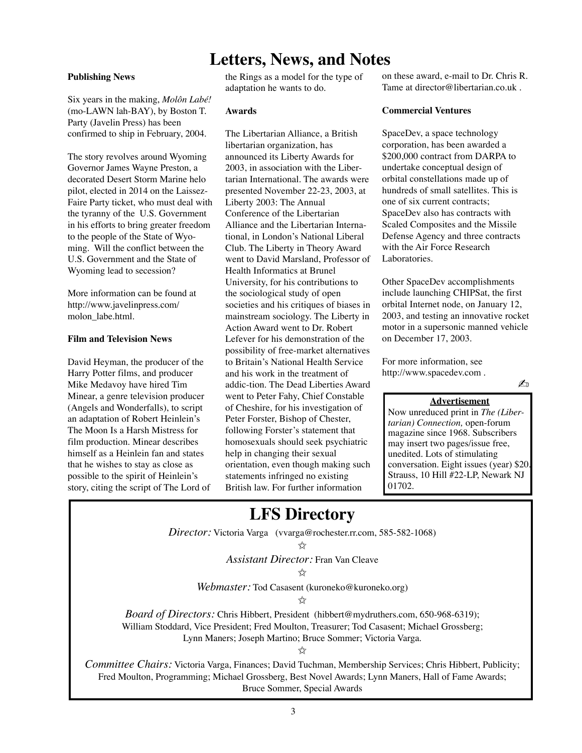# Letters, News, and Notes

**Publishing News**

Six years in the making, *Molôn Labé!* (mo-LAWN lah-BAY), by Boston T. Party (Javelin Press) has been confirmed to ship in February, 2004.

The story revolves around Wyoming Governor James Wayne Preston, a decorated Desert Storm Marine helo pilot, elected in 2014 on the Laissez-Faire Party ticket, who must deal with the tyranny of the U.S. Government in his efforts to bring greater freedom to the people of the State of Wyoming. Will the conflict between the U.S. Government and the State of Wyoming lead to secession?

More information can be found at http://www.javelinpress.com/molon_labe.html.

**Film and Television News**

David Heyman, the producer of the Harry Potter films, and producer Mike Medavoy have hired Tim Minear, a genre television producer (Angels and Wonderfalls), to script an adaptation of Robert Heinlein's The Moon Is a Harsh Mistress for film production. Minear describes himself as a Heinlein fan and states that he wishes to stay as close as possible to the spirit of Heinlein's story, citing the script of The Lord of the Rings as a model for the type of adaptation he wants to do.

**Awards**

The Libertarian Alliance, a British libertarian organization, has announced its Liberty Awards for 2003, in association with the Libertarian International. The awards were presented November 22-23, 2003, at Liberty 2003: The Annual Conference of the Libertarian Alliance and the Libertarian International, in London's National Liberal Club. The Liberty in Theory Award went to David Marsland, Professor of Health Informatics at Brunel University, for his contributions to the sociological study of open societies and his critiques of biases in mainstream sociology. The Liberty in Action Award went to Dr. Robert Lefever for his demonstration of the possibility of free-market alternatives to Britain's National Health Service and his work in the treatment of addic-tion. The Dead Liberties Award went to Peter Fahy, Chief Constable of Cheshire, for his investigation of Peter Forster, Bishop of Chester, following Forster's statement that homosexuals should seek psychiatric help in changing their sexual orientation, even though making such statements infringed no existing British law. For further information on these award, e-mail to Dr. Chris R. Tame at director@libertarian.co.uk .

**Commercial Ventures**

SpaceDev, a space technology corporation, has been awarded a $200,000 contract from DARPA to undertake conceptual design of orbital constellations made up of hundreds of small satellites. This is one of six current contracts; SpaceDev also has contracts with Scaled Composites and the Missile Defense Agency and three contracts with the Air Force Research Laboratories.

Other SpaceDev accomplishments include launching CHIPSat, the first orbital Internet node, on January 12, 2003, and testing an innovative rocket motor in a supersonic manned vehicle on December 17, 2003.

For more information, see http://www.spacedev.com .

✍

**Advertisement**

Now unreduced print in *The (Libertarian) Connection,* open-forum magazine since 1968. Subscribers may insert two pages/issue free, unedited. Lots of stimulating conversation. Eight issues (year) $20. Strauss, 10 Hill #22-LP, Newark NJ 01702.

## LFS Directory

*Director:* Victoria Varga (vvarga@rochester.rr.com, 585-582-1068)

☆

*Assistant Director:* Fran Van Cleave

☆

*Webmaster:* Tod Casasent (kuroneko@kuroneko.org)

☆

*Board of Directors:* Chris Hibbert, President (hibbert@mydruthers.com, 650-968-6319); William Stoddard, Vice President; Fred Moulton, Treasurer; Tod Casasent; Michael Grossberg; Lynn Maners; Joseph Martino; Bruce Sommer; Victoria Varga.

☆

*Committee Chairs:* Victoria Varga, Finances; David Tuchman, Membership Services; Chris Hibbert, Publicity; Fred Moulton, Programming; Michael Grossberg, Best Novel Awards; Lynn Maners, Hall of Fame Awards; Bruce Sommer, Special Awards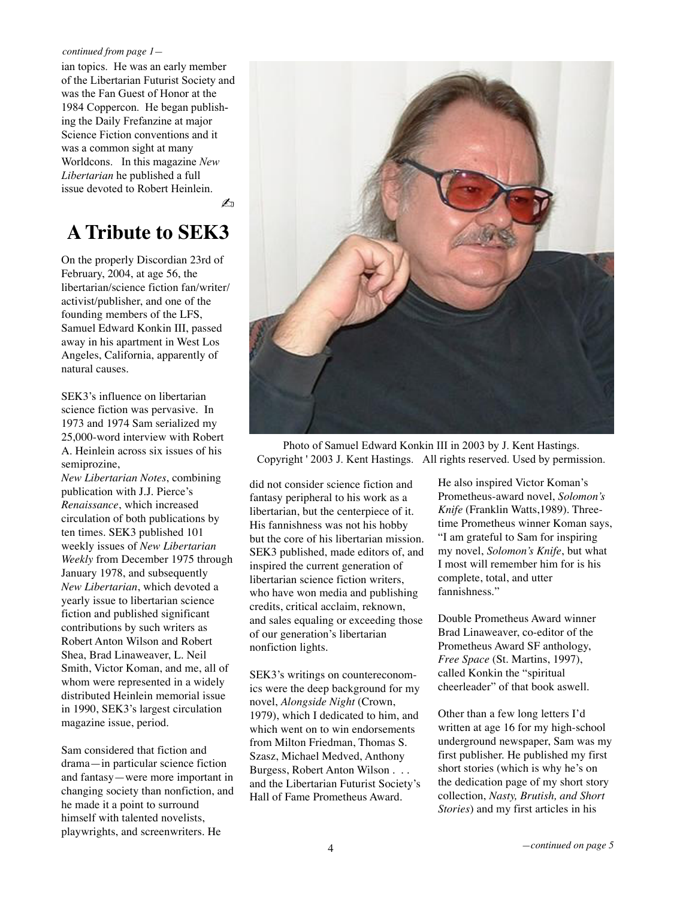*continued from page 1—*

ian topics. He was an early member of the Libertarian Futurist Society and was the Fan Guest of Honor at the 1984 Coppercon. He began publishing the Daily Frefanzine at major Science Fiction conventions and it was a common sight at many Worldcons. In this magazine *New Libertarian* he published a full issue devoted to Robert Heinlein. ✍

# A Tribute to SEK3

On the properly Discordian 23rd of February, 2004, at age 56, the libertarian/science fiction fan/writer/activist/publisher, and one of the founding members of the LFS, Samuel Edward Konkin III, passed away in his apartment in West Los Angeles, California, apparently of natural causes.

SEK3's influence on libertarian science fiction was pervasive. In 1973 and 1974 Sam serialized my 25,000-word interview with Robert A. Heinlein across six issues of his semiprozine, *New Libertarian Notes*, combining publication with J.J. Pierce's *Renaissance*, which increased circulation of both publications by ten times. SEK3 published 101 weekly issues of *New Libertarian Weekly* from December 1975 through January 1978, and subsequently *New Libertarian*, which devoted a yearly issue to libertarian science fiction and published significant contributions by such writers as Robert Anton Wilson and Robert Shea, Brad Linaweaver, L. Neil Smith, Victor Koman, and me, all of whom were represented in a widely distributed Heinlein memorial issue in 1990, SEK3's largest circulation magazine issue, period.

Sam considered that fiction and drama—in particular science fiction and fantasy—were more important in changing society than nonfiction, and he made it a point to surround himself with talented novelists, playwrights, and screenwriters. He did not consider science fiction and fantasy peripheral to his work as a libertarian, but the centerpiece of it. His fannishness was not his hobby but the core of his libertarian mission. SEK3 published, made editors of, and inspired the current generation of libertarian science fiction writers, who have won media and publishing credits, critical acclaim, reknown, and sales equaling or exceeding those of our generation's libertarian nonfiction lights.

Photo of Samuel Edward Konkin III in 2003 by J. Kent Hastings. Copyright ' 2003 J. Kent Hastings. All rights reserved. Used by permission.

SEK3's writings on countereconomics were the deep background for my novel, *Alongside Night* (Crown, 1979), which I dedicated to him, and which went on to win endorsements from Milton Friedman, Thomas S. Szasz, Michael Medved, Anthony Burgess, Robert Anton Wilson . . . and the Libertarian Futurist Society's Hall of Fame Prometheus Award.

He also inspired Victor Koman's Prometheus-award novel, *Solomon's Knife* (Franklin Watts,1989). Three-time Prometheus winner Koman says, "I am grateful to Sam for inspiring my novel, *Solomon's Knife*, but what I most will remember him for is his complete, total, and utter fannishness."

Double Prometheus Award winner Brad Linaweaver, co-editor of the Prometheus Award SF anthology, *Free Space* (St. Martins, 1997), called Konkin the "spiritual cheerleader" of that book aswell.

Other than a few long letters I'd written at age 16 for my high-school underground newspaper, Sam was my first publisher. He published my first short stories (which is why he's on the dedication page of my short story collection, *Nasty, Brutish, and Short Stories*) and my first articles in his

*—continued on page 5*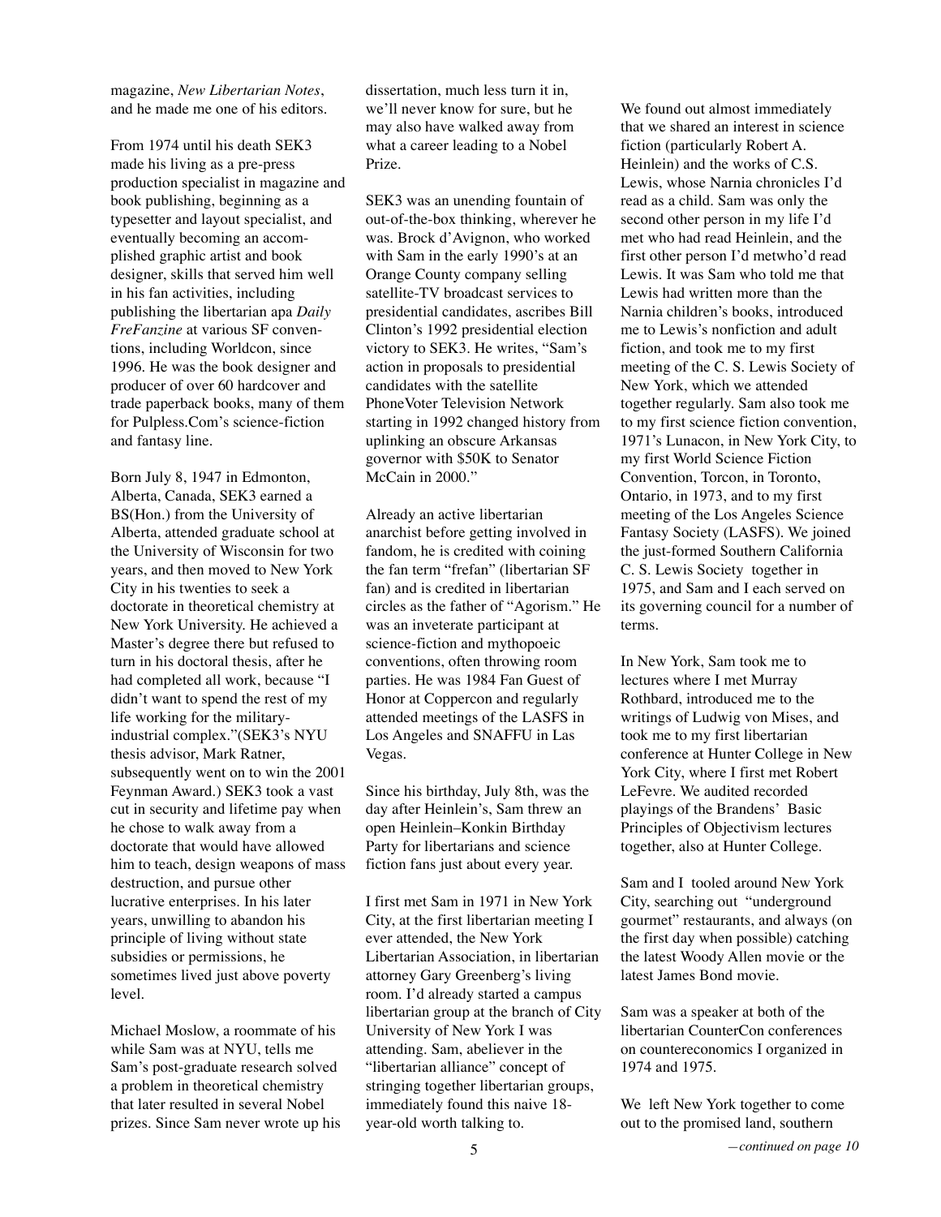magazine, *New Libertarian Notes*, and he made me one of his editors.

From 1974 until his death SEK3 made his living as a pre-press production specialist in magazine and book publishing, beginning as a typesetter and layout specialist, and eventually becoming an accomplished graphic artist and book designer, skills that served him well in his fan activities, including publishing the libertarian apa *Daily FreFanzine* at various SF conventions, including Worldcon, since 1996. He was the book designer and producer of over 60 hardcover and trade paperback books, many of them for Pulpless.Com's science-fiction and fantasy line.

Born July 8, 1947 in Edmonton, Alberta, Canada, SEK3 earned a BS(Hon.) from the University of Alberta, attended graduate school at the University of Wisconsin for two years, and then moved to New York City in his twenties to seek a doctorate in theoretical chemistry at New York University. He achieved a Master's degree there but refused to turn in his doctoral thesis, after he had completed all work, because "I didn't want to spend the rest of my life working for the military-industrial complex."(SEK3's NYU thesis advisor, Mark Ratner, subsequently went on to win the 2001 Feynman Award.) SEK3 took a vast cut in security and lifetime pay when he chose to walk away from a doctorate that would have allowed him to teach, design weapons of mass destruction, and pursue other lucrative enterprises. In his later years, unwilling to abandon his principle of living without state subsidies or permissions, he sometimes lived just above poverty level.

Michael Moslow, a roommate of his while Sam was at NYU, tells me Sam's post-graduate research solved a problem in theoretical chemistry that later resulted in several Nobel prizes. Since Sam never wrote up his dissertation, much less turn it in, we'll never know for sure, but he may also have walked away from what a career leading to a Nobel Prize.

SEK3 was an unending fountain of out-of-the-box thinking, wherever he was. Brock d'Avignon, who worked with Sam in the early 1990's at an Orange County company selling satellite-TV broadcast services to presidential candidates, ascribes Bill Clinton's 1992 presidential election victory to SEK3. He writes, "Sam's action in proposals to presidential candidates with the satellite PhoneVoter Television Network starting in 1992 changed history from uplinking an obscure Arkansas governor with $50K to Senator McCain in 2000."

Already an active libertarian anarchist before getting involved in fandom, he is credited with coining the fan term "frefan" (libertarian SF fan) and is credited in libertarian circles as the father of "Agorism." He was an inveterate participant at science-fiction and mythopoeic conventions, often throwing room parties. He was 1984 Fan Guest of Honor at Coppercon and regularly attended meetings of the LASFS in Los Angeles and SNAFFU in Las Vegas.

Since his birthday, July 8th, was the day after Heinlein's, Sam threw an open Heinlein–Konkin Birthday Party for libertarians and science fiction fans just about every year.

I first met Sam in 1971 in New York City, at the first libertarian meeting I ever attended, the New York Libertarian Association, in libertarian attorney Gary Greenberg's living room. I'd already started a campus libertarian group at the branch of City University of New York I was attending. Sam, abeliever in the "libertarian alliance" concept of stringing together libertarian groups, immediately found this naive 18-year-old worth talking to.

We found out almost immediately that we shared an interest in science fiction (particularly Robert A. Heinlein) and the works of C.S. Lewis, whose Narnia chronicles I'd read as a child. Sam was only the second other person in my life I'd met who had read Heinlein, and the first other person I'd metwho'd read Lewis. It was Sam who told me that Lewis had written more than the Narnia children's books, introduced me to Lewis's nonfiction and adult fiction, and took me to my first meeting of the C. S. Lewis Society of New York, which we attended together regularly. Sam also took me to my first science fiction convention, 1971's Lunacon, in New York City, to my first World Science Fiction Convention, Torcon, in Toronto, Ontario, in 1973, and to my first meeting of the Los Angeles Science Fantasy Society (LASFS). We joined the just-formed Southern California C. S. Lewis Society together in 1975, and Sam and I each served on its governing council for a number of terms.

In New York, Sam took me to lectures where I met Murray Rothbard, introduced me to the writings of Ludwig von Mises, and took me to my first libertarian conference at Hunter College in New York City, where I first met Robert LeFevre. We audited recorded playings of the Brandens' Basic Principles of Objectivism lectures together, also at Hunter College.

Sam and I tooled around New York City, searching out "underground gourmet" restaurants, and always (on the first day when possible) catching the latest Woody Allen movie or the latest James Bond movie.

Sam was a speaker at both of the libertarian CounterCon conferences on countereconomics I organized in 1974 and 1975.

We left New York together to come out to the promised land, southern

*—continued on page 10*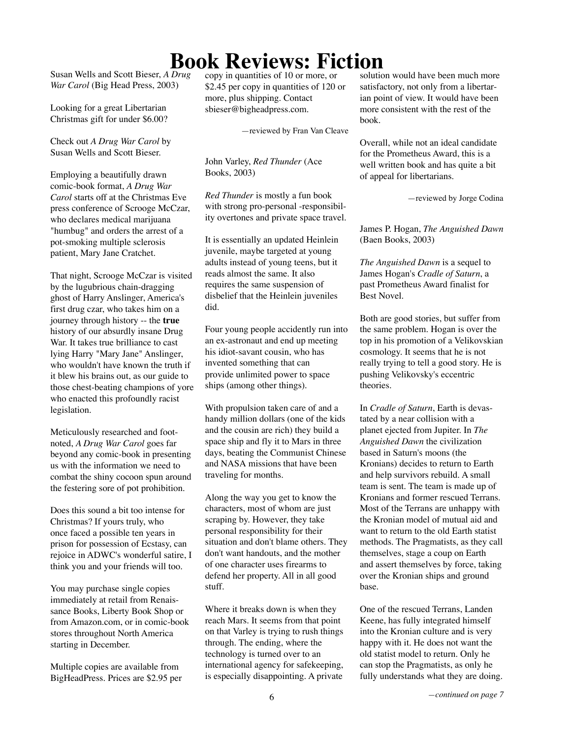# Book Reviews: Fiction

Susan Wells and Scott Bieser, *A Drug War Carol* (Big Head Press, 2003)

Looking for a great Libertarian Christmas gift for under $6.00?

Check out *A Drug War Carol* by Susan Wells and Scott Bieser.

Employing a beautifully drawn comic-book format, *A Drug War Carol* starts off at the Christmas Eve press conference of Scrooge McCzar, who declares medical marijuana "humbug" and orders the arrest of a pot-smoking multiple sclerosis patient, Mary Jane Cratchet.

That night, Scrooge McCzar is visited by the lugubrious chain-dragging ghost of Harry Anslinger, America's first drug czar, who takes him on a journey through history -- the **true** history of our absurdly insane Drug War. It takes true brilliance to cast lying Harry "Mary Jane" Anslinger, who wouldn't have known the truth if it blew his brains out, as our guide to those chest-beating champions of yore who enacted this profoundly racist legislation.

Meticulously researched and footnoted, *A Drug War Carol* goes far beyond any comic-book in presenting us with the information we need to combat the shiny cocoon spun around the festering sore of pot prohibition.

Does this sound a bit too intense for Christmas? If yours truly, who once faced a possible ten years in prison for possession of Ecstasy, can rejoice in ADWC's wonderful satire, I think you and your friends will too.

You may purchase single copies immediately at retail from Renaissance Books, Liberty Book Shop or from Amazon.com, or in comic-book stores throughout North America starting in December.

Multiple copies are available from BigHeadPress. Prices are $2.95 per copy in quantities of 10 or more, or $2.45 per copy in quantities of 120 or more, plus shipping. Contact sbieser@bigheadpress.com.

—reviewed by Fran Van Cleave

John Varley, *Red Thunder* (Ace Books, 2003)

*Red Thunder* is mostly a fun book with strong pro-personal -responsibility overtones and private space travel.

It is essentially an updated Heinlein juvenile, maybe targeted at young adults instead of young teens, but it reads almost the same. It also requires the same suspension of disbelief that the Heinlein juveniles did.

Four young people accidently run into an ex-astronaut and end up meeting his idiot-savant cousin, who has invented something that can provide unlimited power to space ships (among other things).

With propulsion taken care of and a handy million dollars (one of the kids and the cousin are rich) they build a space ship and fly it to Mars in three days, beating the Communist Chinese and NASA missions that have been traveling for months.

Along the way you get to know the characters, most of whom are just scraping by. However, they take personal responsibility for their situation and don't blame others. They don't want handouts, and the mother of one character uses firearms to defend her property. All in all good stuff.

Where it breaks down is when they reach Mars. It seems from that point on that Varley is trying to rush things through. The ending, where the technology is turned over to an international agency for safekeeping, is especially disappointing. A private solution would have been much more satisfactory, not only from a libertarian point of view. It would have been more consistent with the rest of the book.

Overall, while not an ideal candidate for the Prometheus Award, this is a well written book and has quite a bit of appeal for libertarians.

—reviewed by Jorge Codina

James P. Hogan, *The Anguished Dawn* (Baen Books, 2003)

*The Anguished Dawn* is a sequel to James Hogan's *Cradle of Saturn*, a past Prometheus Award finalist for Best Novel.

Both are good stories, but suffer from the same problem. Hogan is over the top in his promotion of a Velikovskian cosmology. It seems that he is not really trying to tell a good story. He is pushing Velikovsky's eccentric theories.

In *Cradle of Saturn*, Earth is devastated by a near collision with a planet ejected from Jupiter. In *The Anguished Dawn* the civilization based in Saturn's moons (the Kronians) decides to return to Earth and help survivors rebuild. A small team is sent. The team is made up of Kronians and former rescued Terrans. Most of the Terrans are unhappy with the Kronian model of mutual aid and want to return to the old Earth statist methods. The Pragmatists, as they call themselves, stage a coup on Earth and assert themselves by force, taking over the Kronian ships and ground base.

One of the rescued Terrans, Landen Keene, has fully integrated himself into the Kronian culture and is very happy with it. He does not want the old statist model to return. Only he can stop the Pragmatists, as only he fully understands what they are doing.

*—continued on page 7*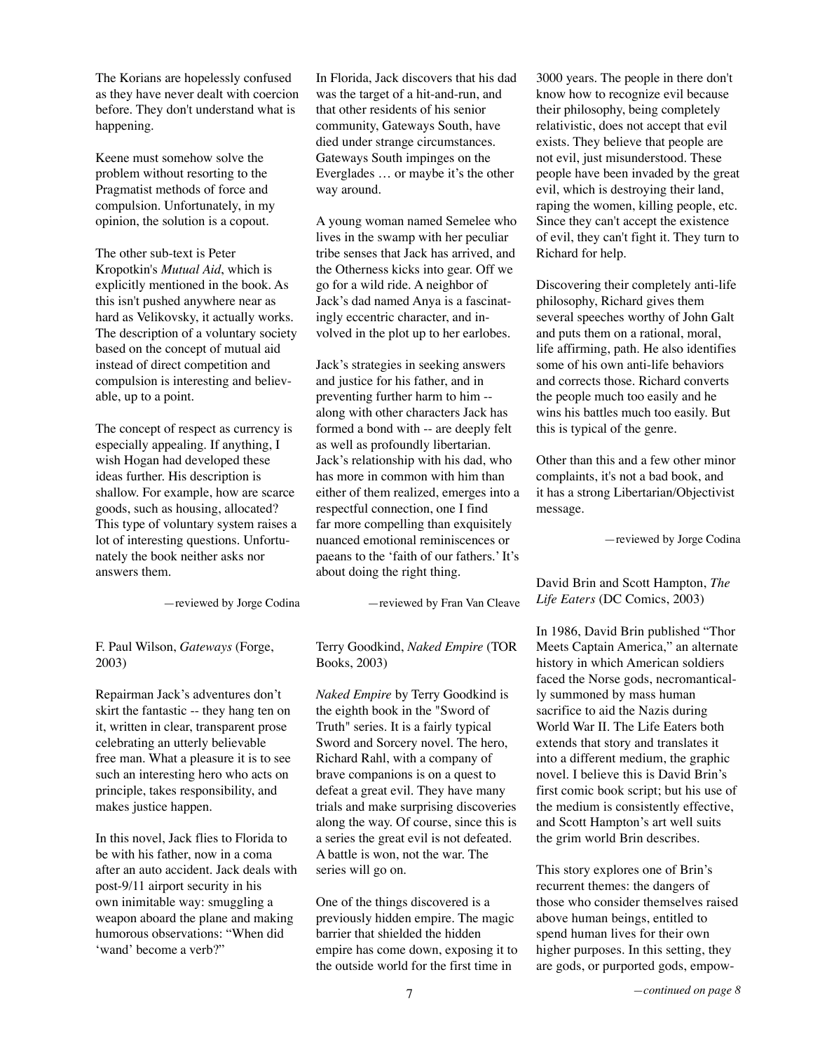The Korians are hopelessly confused as they have never dealt with coercion before. They don't understand what is happening.

Keene must somehow solve the problem without resorting to the Pragmatist methods of force and compulsion. Unfortunately, in my opinion, the solution is a copout.

The other sub-text is Peter Kropotkin's *Mutual Aid*, which is explicitly mentioned in the book. As this isn't pushed anywhere near as hard as Velikovsky, it actually works. The description of a voluntary society based on the concept of mutual aid instead of direct competition and compulsion is interesting and believable, up to a point.

The concept of respect as currency is especially appealing. If anything, I wish Hogan had developed these ideas further. His description is shallow. For example, how are scarce goods, such as housing, allocated? This type of voluntary system raises a lot of interesting questions. Unfortunately the book neither asks nor answers them.

—reviewed by Jorge Codina

F. Paul Wilson, *Gateways* (Forge, 2003)

Repairman Jack's adventures don't skirt the fantastic -- they hang ten on it, written in clear, transparent prose celebrating an utterly believable free man. What a pleasure it is to see such an interesting hero who acts on principle, takes responsibility, and makes justice happen.

In this novel, Jack flies to Florida to be with his father, now in a coma after an auto accident. Jack deals with post-9/11 airport security in his own inimitable way: smuggling a weapon aboard the plane and making humorous observations: "When did 'wand' become a verb?"

In Florida, Jack discovers that his dad was the target of a hit-and-run, and that other residents of his senior community, Gateways South, have died under strange circumstances. Gateways South impinges on the Everglades … or maybe it's the other way around.

A young woman named Semelee who lives in the swamp with her peculiar tribe senses that Jack has arrived, and the Otherness kicks into gear. Off we go for a wild ride. A neighbor of Jack's dad named Anya is a fascinatingly eccentric character, and involved in the plot up to her earlobes.

Jack's strategies in seeking answers and justice for his father, and in preventing further harm to him -- along with other characters Jack has formed a bond with -- are deeply felt as well as profoundly libertarian. Jack's relationship with his dad, who has more in common with him than either of them realized, emerges into a respectful connection, one I find far more compelling than exquisitely nuanced emotional reminiscences or paeans to the 'faith of our fathers.' It's about doing the right thing.

—reviewed by Fran Van Cleave

Terry Goodkind, *Naked Empire* (TOR Books, 2003)

*Naked Empire* by Terry Goodkind is the eighth book in the "Sword of Truth" series. It is a fairly typical Sword and Sorcery novel. The hero, Richard Rahl, with a company of brave companions is on a quest to defeat a great evil. They have many trials and make surprising discoveries along the way. Of course, since this is a series the great evil is not defeated. A battle is won, not the war. The series will go on.

One of the things discovered is a previously hidden empire. The magic barrier that shielded the hidden empire has come down, exposing it to the outside world for the first time in 3000 years. The people in there don't know how to recognize evil because their philosophy, being completely relativistic, does not accept that evil exists. They believe that people are not evil, just misunderstood. These people have been invaded by the great evil, which is destroying their land, raping the women, killing people, etc. Since they can't accept the existence of evil, they can't fight it. They turn to Richard for help.

Discovering their completely anti-life philosophy, Richard gives them several speeches worthy of John Galt and puts them on a rational, moral, life affirming, path. He also identifies some of his own anti-life behaviors and corrects those. Richard converts the people much too easily and he wins his battles much too easily. But this is typical of the genre.

Other than this and a few other minor complaints, it's not a bad book, and it has a strong Libertarian/Objectivist message.

—reviewed by Jorge Codina

David Brin and Scott Hampton, *The Life Eaters* (DC Comics, 2003)

In 1986, David Brin published "Thor Meets Captain America," an alternate history in which American soldiers faced the Norse gods, necromantically summoned by mass human sacrifice to aid the Nazis during World War II. The Life Eaters both extends that story and translates it into a different medium, the graphic novel. I believe this is David Brin's first comic book script; but his use of the medium is consistently effective, and Scott Hampton's art well suits the grim world Brin describes.

This story explores one of Brin's recurrent themes: the dangers of those who consider themselves raised above human beings, entitled to spend human lives for their own higher purposes. In this setting, they are gods, or purported gods, empow-

*—continued on page 8*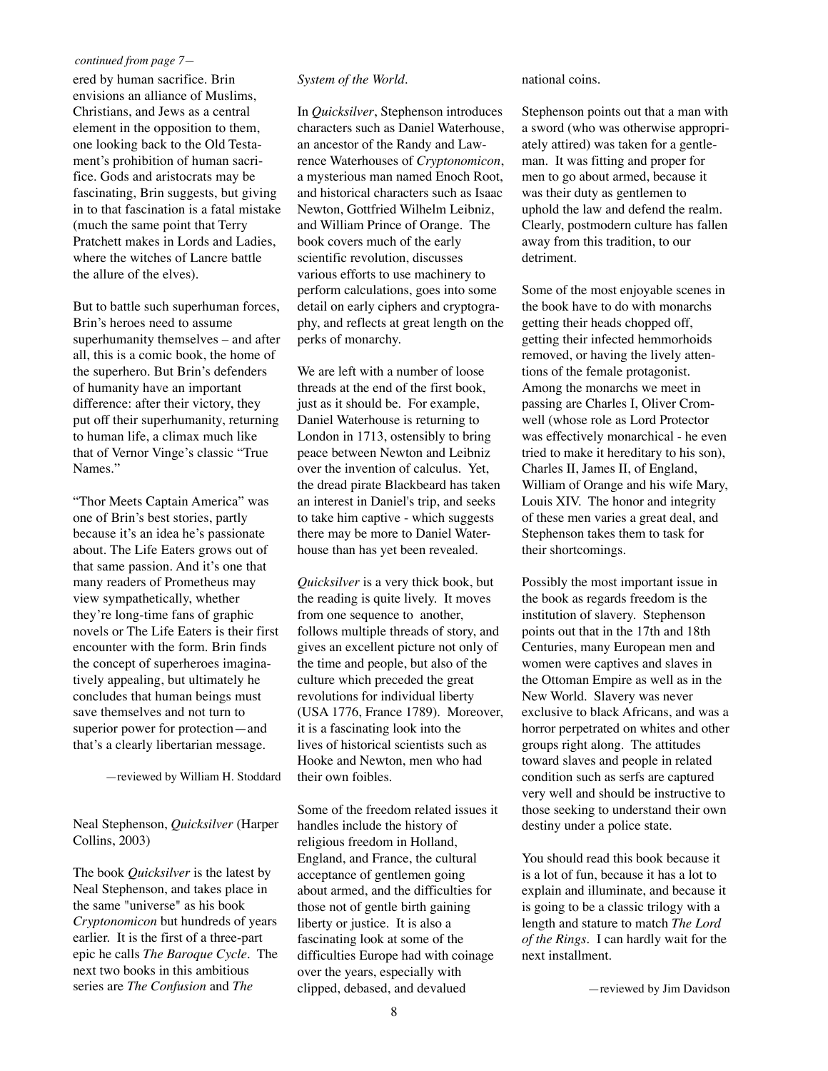*continued from page 7—*

ered by human sacrifice. Brin envisions an alliance of Muslims, Christians, and Jews as a central element in the opposition to them, one looking back to the Old Testament's prohibition of human sacrifice. Gods and aristocrats may be fascinating, Brin suggests, but giving in to that fascination is a fatal mistake (much the same point that Terry Pratchett makes in Lords and Ladies, where the witches of Lancre battle the allure of the elves).

But to battle such superhuman forces, Brin's heroes need to assume superhumanity themselves – and after all, this is a comic book, the home of the superhero. But Brin's defenders of humanity have an important difference: after their victory, they put off their superhumanity, returning to human life, a climax much like that of Vernor Vinge's classic "True Names."

"Thor Meets Captain America" was one of Brin's best stories, partly because it's an idea he's passionate about. The Life Eaters grows out of that same passion. And it's one that many readers of Prometheus may view sympathetically, whether they're long-time fans of graphic novels or The Life Eaters is their first encounter with the form. Brin finds the concept of superheroes imaginatively appealing, but ultimately he concludes that human beings must save themselves and not turn to superior power for protection—and that's a clearly libertarian message.

—reviewed by William H. Stoddard

Neal Stephenson, *Quicksilver* (Harper Collins, 2003)

The book *Quicksilver* is the latest by Neal Stephenson, and takes place in the same "universe" as his book *Cryptonomicon* but hundreds of years earlier. It is the first of a three-part epic he calls *The Baroque Cycle*. The next two books in this ambitious series are *The Confusion* and *The System of the World*.

In *Quicksilver*, Stephenson introduces characters such as Daniel Waterhouse, an ancestor of the Randy and Lawrence Waterhouses of *Cryptonomicon*, a mysterious man named Enoch Root, and historical characters such as Isaac Newton, Gottfried Wilhelm Leibniz, and William Prince of Orange. The book covers much of the early scientific revolution, discusses various efforts to use machinery to perform calculations, goes into some detail on early ciphers and cryptography, and reflects at great length on the perks of monarchy.

We are left with a number of loose threads at the end of the first book, just as it should be. For example, Daniel Waterhouse is returning to London in 1713, ostensibly to bring peace between Newton and Leibniz over the invention of calculus. Yet, the dread pirate Blackbeard has taken an interest in Daniel's trip, and seeks to take him captive - which suggests there may be more to Daniel Waterhouse than has yet been revealed.

*Quicksilver* is a very thick book, but the reading is quite lively. It moves from one sequence to another, follows multiple threads of story, and gives an excellent picture not only of the time and people, but also of the culture which preceded the great revolutions for individual liberty (USA 1776, France 1789). Moreover, it is a fascinating look into the lives of historical scientists such as Hooke and Newton, men who had their own foibles.

Some of the freedom related issues it handles include the history of religious freedom in Holland, England, and France, the cultural acceptance of gentlemen going about armed, and the difficulties for those not of gentle birth gaining liberty or justice. It is also a fascinating look at some of the difficulties Europe had with coinage over the years, especially with clipped, debased, and devalued national coins.

Stephenson points out that a man with a sword (who was otherwise appropriately attired) was taken for a gentleman. It was fitting and proper for men to go about armed, because it was their duty as gentlemen to uphold the law and defend the realm. Clearly, postmodern culture has fallen away from this tradition, to our detriment.

Some of the most enjoyable scenes in the book have to do with monarchs getting their heads chopped off, getting their infected hemmorhoids removed, or having the lively attentions of the female protagonist. Among the monarchs we meet in passing are Charles I, Oliver Cromwell (whose role as Lord Protector was effectively monarchical - he even tried to make it hereditary to his son), Charles II, James II, of England, William of Orange and his wife Mary, Louis XIV. The honor and integrity of these men varies a great deal, and Stephenson takes them to task for their shortcomings.

Possibly the most important issue in the book as regards freedom is the institution of slavery. Stephenson points out that in the 17th and 18th Centuries, many European men and women were captives and slaves in the Ottoman Empire as well as in the New World. Slavery was never exclusive to black Africans, and was a horror perpetrated on whites and other groups right along. The attitudes toward slaves and people in related condition such as serfs are captured very well and should be instructive to those seeking to understand their own destiny under a police state.

You should read this book because it is a lot of fun, because it has a lot to explain and illuminate, and because it is going to be a classic trilogy with a length and stature to match *The Lord of the Rings*. I can hardly wait for the next installment.

—reviewed by Jim Davidson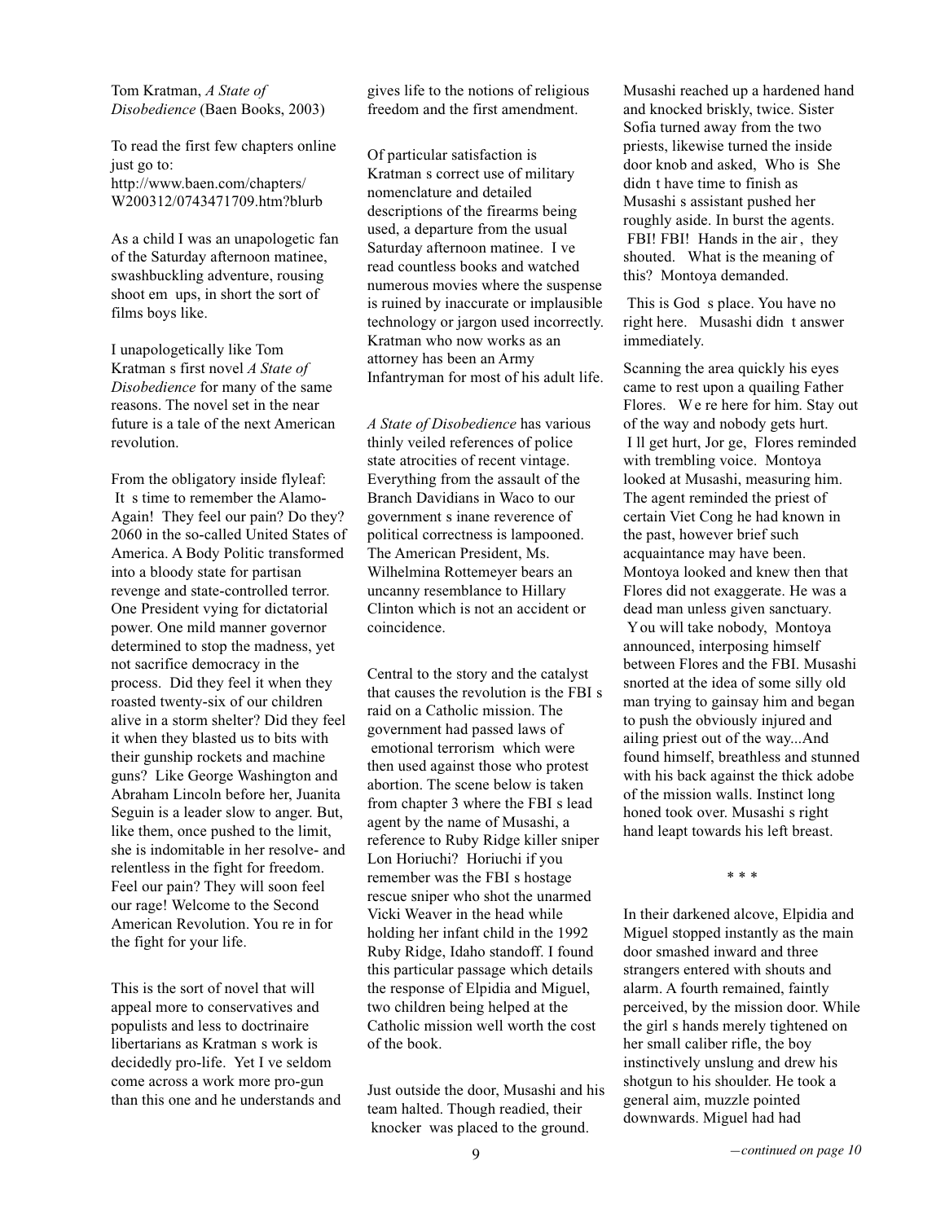Tom Kratman, *A State of Disobedience* (Baen Books, 2003)

To read the first few chapters online just go to:
http://www.baen.com/chapters/W200312/0743471709.htm?blurb

As a child I was an unapologetic fan of the Saturday afternoon matinee, swashbuckling adventure, rousing shoot em ups, in short the sort of films boys like.

I unapologetically like Tom Kratman s first novel *A State of Disobedience* for many of the same reasons. The novel set in the near future is a tale of the next American revolution.

From the obligatory inside flyleaf: It s time to remember the Alamo-Again! They feel our pain? Do they? 2060 in the so-called United States of America. A Body Politic transformed into a bloody state for partisan revenge and state-controlled terror. One President vying for dictatorial power. One mild manner governor determined to stop the madness, yet not sacrifice democracy in the process. Did they feel it when they roasted twenty-six of our children alive in a storm shelter? Did they feel it when they blasted us to bits with their gunship rockets and machine guns? Like George Washington and Abraham Lincoln before her, Juanita Seguin is a leader slow to anger. But, like them, once pushed to the limit, she is indomitable in her resolve- and relentless in the fight for freedom. Feel our pain? They will soon feel our rage! Welcome to the Second American Revolution. You re in for the fight for your life.

This is the sort of novel that will appeal more to conservatives and populists and less to doctrinaire libertarians as Kratman s work is decidedly pro-life. Yet I ve seldom come across a work more pro-gun than this one and he understands and gives life to the notions of religious freedom and the first amendment.

Of particular satisfaction is Kratman s correct use of military nomenclature and detailed descriptions of the firearms being used, a departure from the usual Saturday afternoon matinee. I ve read countless books and watched numerous movies where the suspense is ruined by inaccurate or implausible technology or jargon used incorrectly. Kratman who now works as an attorney has been an Army Infantryman for most of his adult life.

*A State of Disobedience* has various thinly veiled references of police state atrocities of recent vintage. Everything from the assault of the Branch Davidians in Waco to our government s inane reverence of political correctness is lampooned. The American President, Ms. Wilhelmina Rottemeyer bears an uncanny resemblance to Hillary Clinton which is not an accident or coincidence.

Central to the story and the catalyst that causes the revolution is the FBI s raid on a Catholic mission. The government had passed laws of emotional terrorism which were then used against those who protest abortion. The scene below is taken from chapter 3 where the FBI s lead agent by the name of Musashi, a reference to Ruby Ridge killer sniper Lon Horiuchi? Horiuchi if you remember was the FBI s hostage rescue sniper who shot the unarmed Vicki Weaver in the head while holding her infant child in the 1992 Ruby Ridge, Idaho standoff. I found this particular passage which details the response of Elpidia and Miguel, two children being helped at the Catholic mission well worth the cost of the book.

Just outside the door, Musashi and his team halted. Though readied, their knocker was placed to the ground. Musashi reached up a hardened hand and knocked briskly, twice. Sister Sofia turned away from the two priests, likewise turned the inside door knob and asked, Who is She didn t have time to finish as Musashi s assistant pushed her roughly aside. In burst the agents. FBI! FBI! Hands in the air , they shouted. What is the meaning of this? Montoya demanded.

This is God s place. You have no right here. Musashi didn t answer immediately.

Scanning the area quickly his eyes came to rest upon a quailing Father Flores. We re here for him. Stay out of the way and nobody gets hurt. I ll get hurt, Jor ge, Flores reminded with trembling voice. Montoya looked at Musashi, measuring him. The agent reminded the priest of certain Viet Cong he had known in the past, however brief such acquaintance may have been. Montoya looked and knew then that Flores did not exaggerate. He was a dead man unless given sanctuary. You will take nobody, Montoya announced, interposing himself between Flores and the FBI. Musashi snorted at the idea of some silly old man trying to gainsay him and began to push the obviously injured and ailing priest out of the way...And found himself, breathless and stunned with his back against the thick adobe of the mission walls. Instinct long honed took over. Musashi s right hand leapt towards his left breast.

\* \* \*

In their darkened alcove, Elpidia and Miguel stopped instantly as the main door smashed inward and three strangers entered with shouts and alarm. A fourth remained, faintly perceived, by the mission door. While the girl s hands merely tightened on her small caliber rifle, the boy instinctively unslung and drew his shotgun to his shoulder. He took a general aim, muzzle pointed downwards. Miguel had had

*—continued on page 10*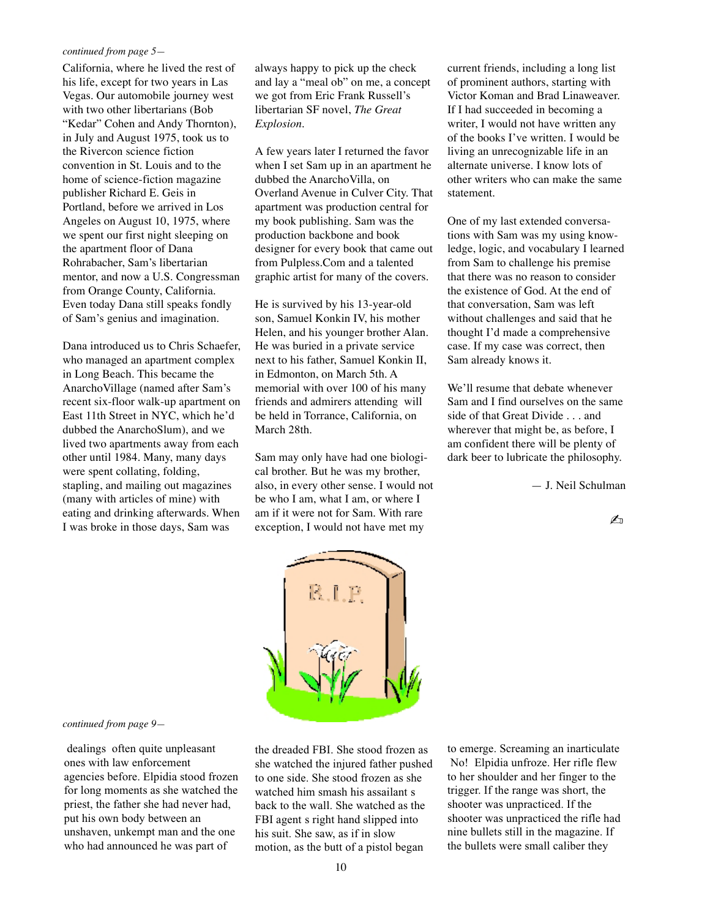*continued from page 5—*

California, where he lived the rest of his life, except for two years in Las Vegas. Our automobile journey west with two other libertarians (Bob "Kedar" Cohen and Andy Thornton), in July and August 1975, took us to the Rivercon science fiction convention in St. Louis and to the home of science-fiction magazine publisher Richard E. Geis in Portland, before we arrived in Los Angeles on August 10, 1975, where we spent our first night sleeping on the apartment floor of Dana Rohrabacher, Sam's libertarian mentor, and now a U.S. Congressman from Orange County, California. Even today Dana still speaks fondly of Sam's genius and imagination.

Dana introduced us to Chris Schaefer, who managed an apartment complex in Long Beach. This became the AnarchoVillage (named after Sam's recent six-floor walk-up apartment on East 11th Street in NYC, which he'd dubbed the AnarchoSlum), and we lived two apartments away from each other until 1984. Many, many days were spent collating, folding, stapling, and mailing out magazines (many with articles of mine) with eating and drinking afterwards. When I was broke in those days, Sam was always happy to pick up the check and lay a "meal ob" on me, a concept we got from Eric Frank Russell's libertarian SF novel, *The Great Explosion*.

A few years later I returned the favor when I set Sam up in an apartment he dubbed the AnarchoVilla, on Overland Avenue in Culver City. That apartment was production central for my book publishing. Sam was the production backbone and book designer for every book that came out from Pulpless.Com and a talented graphic artist for many of the covers.

He is survived by his 13-year-old son, Samuel Konkin IV, his mother Helen, and his younger brother Alan. He was buried in a private service next to his father, Samuel Konkin II, in Edmonton, on March 5th. A memorial with over 100 of his many friends and admirers attending will be held in Torrance, California, on March 28th.

Sam may only have had one biological brother. But he was my brother, also, in every other sense. I would not be who I am, what I am, or where I am if it were not for Sam. With rare exception, I would not have met my current friends, including a long list of prominent authors, starting with Victor Koman and Brad Linaweaver. If I had succeeded in becoming a writer, I would not have written any of the books I've written. I would be living an unrecognizable life in an alternate universe. I know lots of other writers who can make the same statement.

One of my last extended conversations with Sam was my using knowledge, logic, and vocabulary I learned from Sam to challenge his premise that there was no reason to consider the existence of God. At the end of that conversation, Sam was left without challenges and said that he thought I'd made a comprehensive case. If my case was correct, then Sam already knows it.

We'll resume that debate whenever Sam and I find ourselves on the same side of that Great Divide . . . and wherever that might be, as before, I am confident there will be plenty of dark beer to lubricate the philosophy.

— J. Neil Schulman

✍

*continued from page 9—*

dealings often quite unpleasant ones with law enforcement agencies before. Elpidia stood frozen for long moments as she watched the priest, the father she had never had, put his own body between an unshaven, unkempt man and the one who had announced he was part of the dreaded FBI. She stood frozen as she watched the injured father pushed to one side. She stood frozen as she watched him smash his assailant s back to the wall. She watched as the FBI agent s right hand slipped into his suit. She saw, as if in slow motion, as the butt of a pistol began to emerge. Screaming an inarticulate No! Elpidia unfroze. Her rifle flew to her shoulder and her finger to the trigger. If the range was short, the shooter was unpracticed. If the shooter was unpracticed the rifle had nine bullets still in the magazine. If the bullets were small caliber they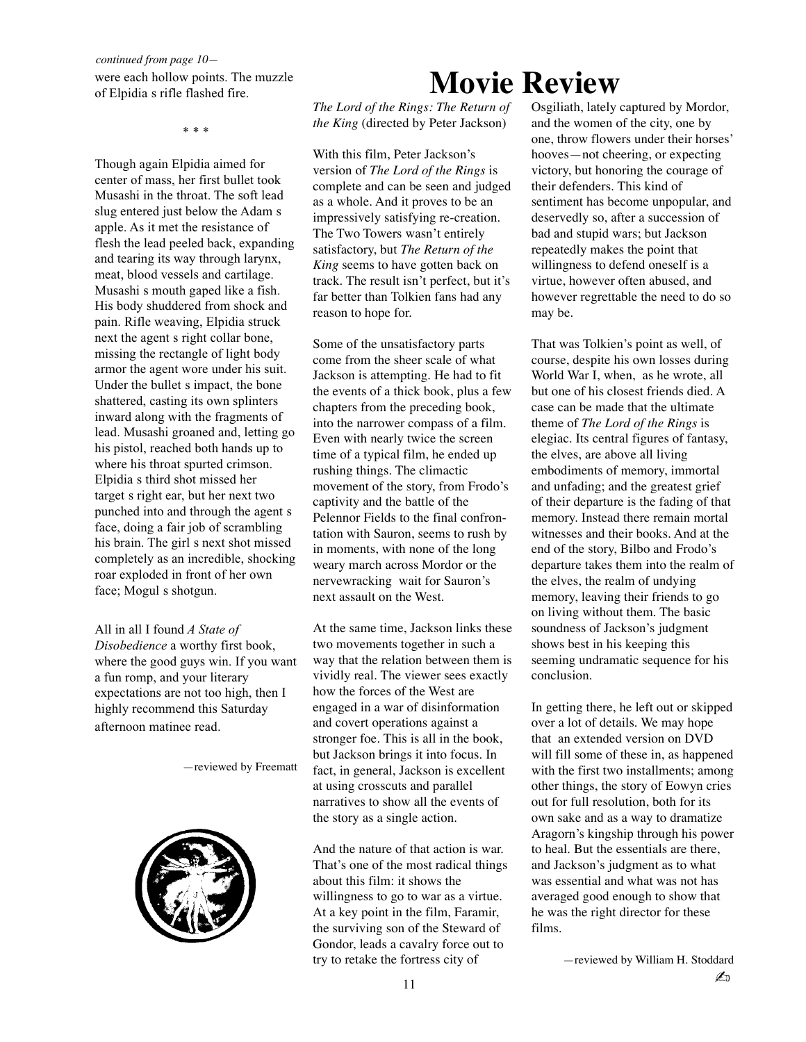*continued from page 10—*

were each hollow points. The muzzle of Elpidia s rifle flashed fire.

\* \* \*

Though again Elpidia aimed for center of mass, her first bullet took Musashi in the throat. The soft lead slug entered just below the Adam s apple. As it met the resistance of flesh the lead peeled back, expanding and tearing its way through larynx, meat, blood vessels and cartilage. Musashi s mouth gaped like a fish. His body shuddered from shock and pain. Rifle weaving, Elpidia struck next the agent s right collar bone, missing the rectangle of light body armor the agent wore under his suit. Under the bullet s impact, the bone shattered, casting its own splinters inward along with the fragments of lead. Musashi groaned and, letting go his pistol, reached both hands up to where his throat spurted crimson. Elpidia s third shot missed her target s right ear, but her next two punched into and through the agent s face, doing a fair job of scrambling his brain. The girl s next shot missed completely as an incredible, shocking roar exploded in front of her own face; Mogul s shotgun.

All in all I found *A State of Disobedience* a worthy first book, where the good guys win. If you want a fun romp, and your literary expectations are not too high, then I highly recommend this Saturday afternoon matinee read.

—reviewed by Freematt

# Movie Review

*The Lord of the Rings: The Return of the King* (directed by Peter Jackson)

With this film, Peter Jackson's version of *The Lord of the Rings* is complete and can be seen and judged as a whole. And it proves to be an impressively satisfying re-creation. The Two Towers wasn't entirely satisfactory, but *The Return of the King* seems to have gotten back on track. The result isn't perfect, but it's far better than Tolkien fans had any reason to hope for.

Some of the unsatisfactory parts come from the sheer scale of what Jackson is attempting. He had to fit the events of a thick book, plus a few chapters from the preceding book, into the narrower compass of a film. Even with nearly twice the screen time of a typical film, he ended up rushing things. The climactic movement of the story, from Frodo's captivity and the battle of the Pelennor Fields to the final confrontation with Sauron, seems to rush by in moments, with none of the long weary march across Mordor or the nervewracking wait for Sauron's next assault on the West.

At the same time, Jackson links these two movements together in such a way that the relation between them is vividly real. The viewer sees exactly how the forces of the West are engaged in a war of disinformation and covert operations against a stronger foe. This is all in the book, but Jackson brings it into focus. In fact, in general, Jackson is excellent at using crosscuts and parallel narratives to show all the events of the story as a single action.

And the nature of that action is war. That's one of the most radical things about this film: it shows the willingness to go to war as a virtue. At a key point in the film, Faramir, the surviving son of the Steward of Gondor, leads a cavalry force out to try to retake the fortress city of Osgiliath, lately captured by Mordor, and the women of the city, one by one, throw flowers under their horses' hooves—not cheering, or expecting victory, but honoring the courage of their defenders. This kind of sentiment has become unpopular, and deservedly so, after a succession of bad and stupid wars; but Jackson repeatedly makes the point that willingness to defend oneself is a virtue, however often abused, and however regrettable the need to do so may be.

That was Tolkien's point as well, of course, despite his own losses during World War I, when, as he wrote, all but one of his closest friends died. A case can be made that the ultimate theme of *The Lord of the Rings* is elegiac. Its central figures of fantasy, the elves, are above all living embodiments of memory, immortal and unfading; and the greatest grief of their departure is the fading of that memory. Instead there remain mortal witnesses and their books. And at the end of the story, Bilbo and Frodo's departure takes them into the realm of the elves, the realm of undying memory, leaving their friends to go on living without them. The basic soundness of Jackson's judgment shows best in his keeping this seeming undramatic sequence for his conclusion.

In getting there, he left out or skipped over a lot of details. We may hope that an extended version on DVD will fill some of these in, as happened with the first two installments; among other things, the story of Eowyn cries out for full resolution, both for its own sake and as a way to dramatize Aragorn's kingship through his power to heal. But the essentials are there, and Jackson's judgment as to what was essential and what was not has averaged good enough to show that he was the right director for these films.

—reviewed by William H. Stoddard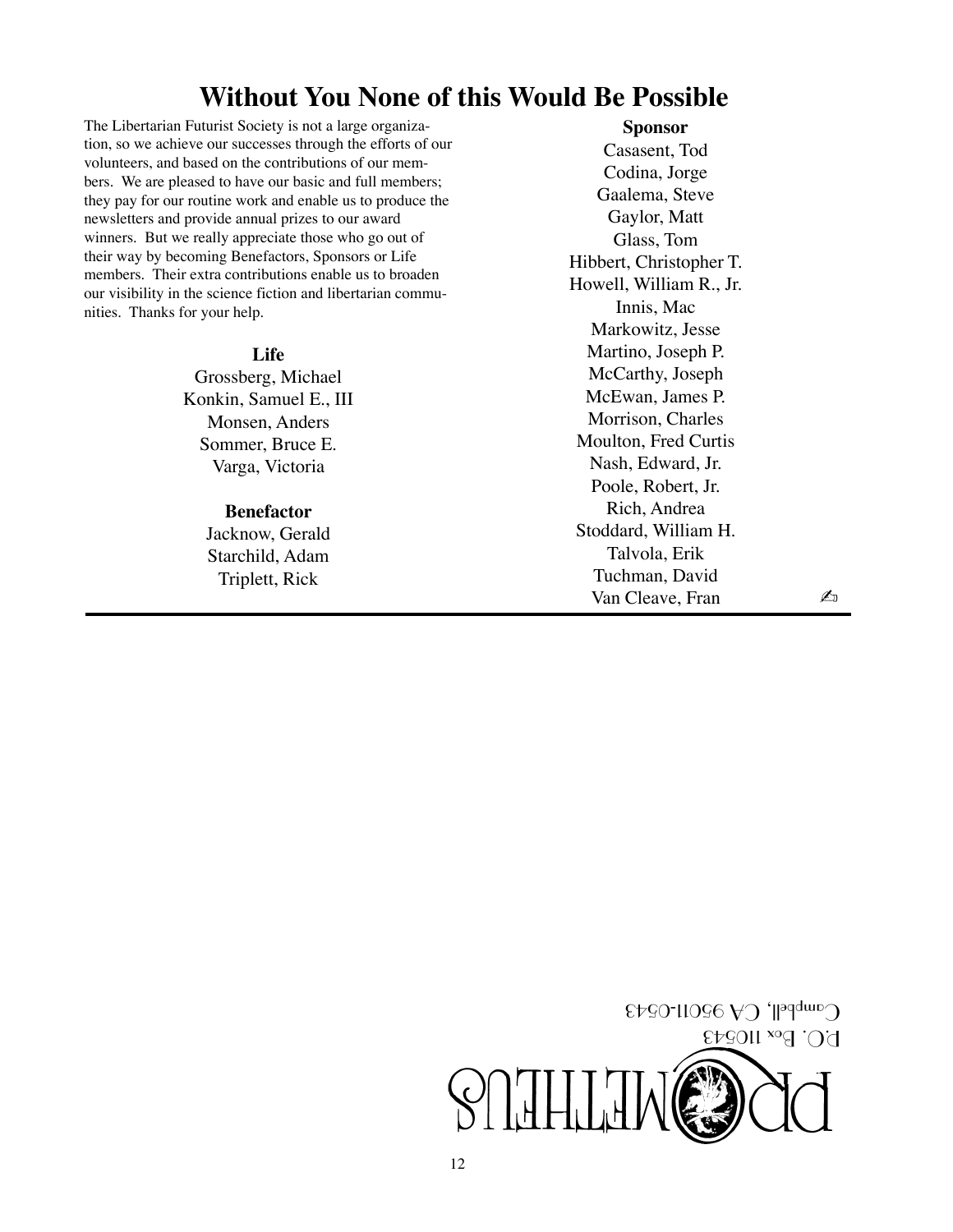# Without You None of this Would Be Possible

The Libertarian Futurist Society is not a large organization, so we achieve our successes through the efforts of our volunteers, and based on the contributions of our members. We are pleased to have our basic and full members; they pay for our routine work and enable us to produce the newsletters and provide annual prizes to our award winners. But we really appreciate those who go out of their way by becoming Benefactors, Sponsors or Life members. Their extra contributions enable us to broaden our visibility in the science fiction and libertarian communities. Thanks for your help.

**Life**

Grossberg, Michael
Konkin, Samuel E., III
Monsen, Anders
Sommer, Bruce E.
Varga, Victoria

**Benefactor**

Jacknow, Gerald
Starchild, Adam
Triplett, Rick

**Sponsor**

Casasent, Tod
Codina, Jorge
Gaalema, Steve
Gaylor, Matt
Glass, Tom
Hibbert, Christopher T.
Howell, William R., Jr.
Innis, Mac
Markowitz, Jesse
Martino, Joseph P.
McCarthy, Joseph
McEwan, James P.
Morrison, Charles
Moulton, Fred Curtis
Nash, Edward, Jr.
Poole, Robert, Jr.
Rich, Andrea
Stoddard, William H.
Talvola, Erik
Tuchman, David
Van Cleave, Fran

✍

---

PROMETHEUS
P.O. Box 110543
Campbell, CA 95011-0543